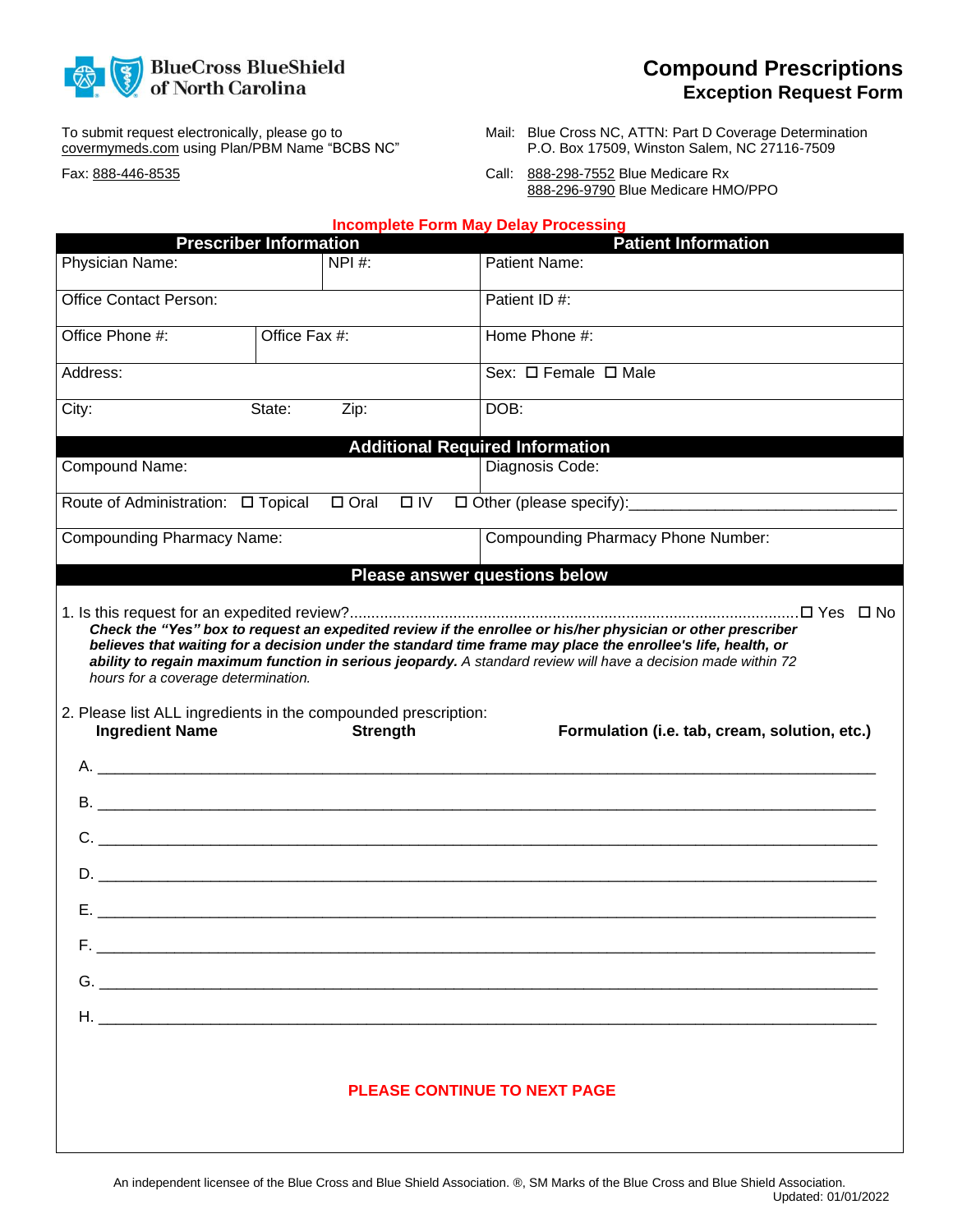BlueCross BlueShield of North Carolina

# Compound Prescriptions
## Exception Request Form

To submit request electronically, please go to covermymeds.com using Plan/PBM Name "BCBS NC"

Fax: 888-446-8535

Mail: Blue Cross NC, ATTN: Part D Coverage Determination
P.O. Box 17509, Winston Salem, NC 27116-7509

Call: 888-298-7552 Blue Medicare Rx
888-296-9790 Blue Medicare HMO/PPO

**Incomplete Form May Delay Processing**

| Prescriber Information | | | Patient Information |
|---|---|---|---|
| Physician Name: | | NPI #: | Patient Name: |
| Office Contact Person: | | | Patient ID #: |
| Office Phone #: | Office Fax #: | | Home Phone #: |
| Address: | | | Sex: ☐ Female ☐ Male |
| City: | State: | Zip: | DOB: |

| Additional Required Information | |
|---|---|
| Compound Name: | Diagnosis Code: |
| Route of Administration: ☐ Topical ☐ Oral ☐ IV ☐ Other (please specify):________________ | |
| Compounding Pharmacy Name: | Compounding Pharmacy Phone Number: |

**Please answer questions below**

1. Is this request for an expedited review?........................................ ☐ Yes ☐ No
   ***Check the "Yes" box to request an expedited review if the enrollee or his/her physician or other prescriber believes that waiting for a decision under the standard time frame may place the enrollee's life, health, or ability to regain maximum function in serious jeopardy.*** *A standard review will have a decision made within 72 hours for a coverage determination.*

2. Please list ALL ingredients in the compounded prescription:

| | **Ingredient Name** | **Strength** | **Formulation (i.e. tab, cream, solution, etc.)** |
|---|---|---|---|
| A. | | | |
| B. | | | |
| C. | | | |
| D. | | | |
| E. | | | |
| F. | | | |
| G. | | | |
| H. | | | |

**PLEASE CONTINUE TO NEXT PAGE**

An independent licensee of the Blue Cross and Blue Shield Association. ®, SM Marks of the Blue Cross and Blue Shield Association.
Updated: 01/01/2022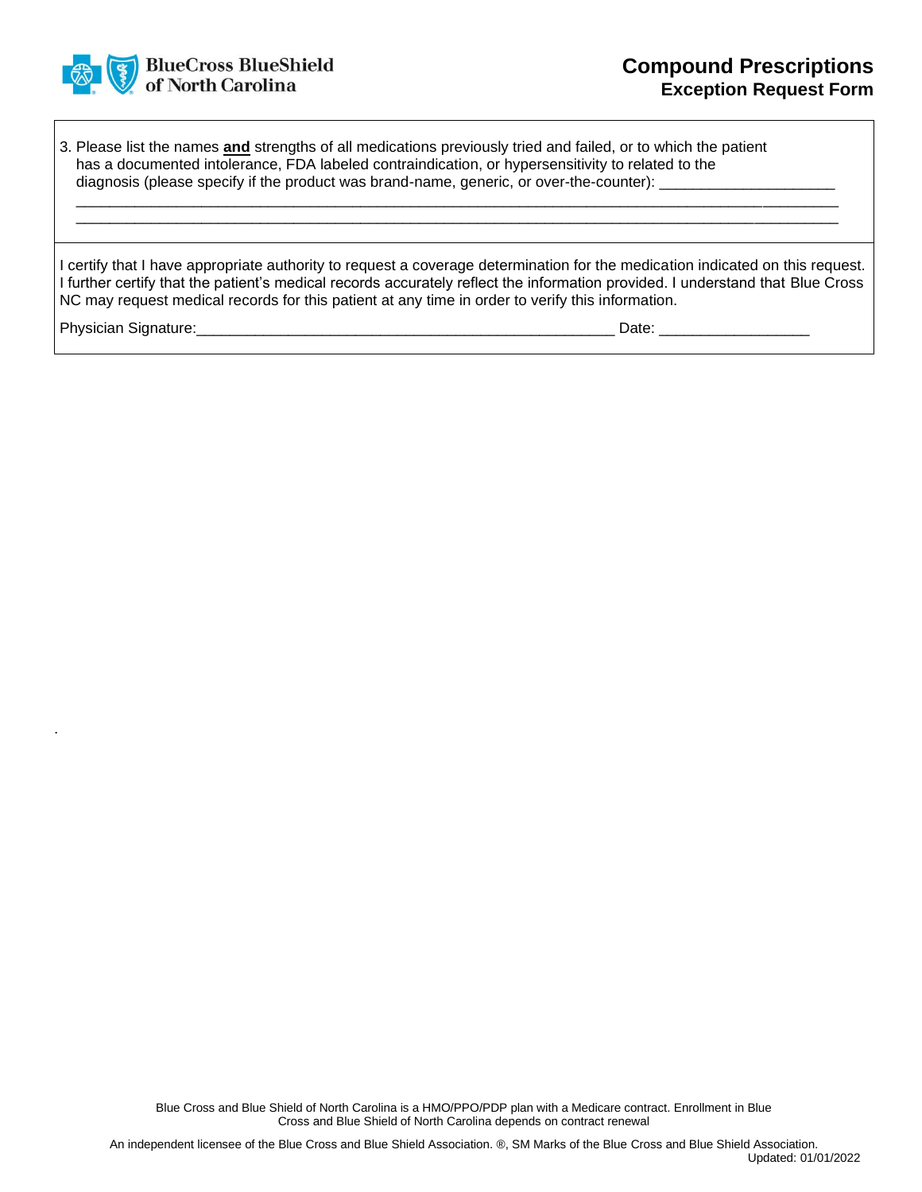# Compound Prescriptions
## Exception Request Form

3. Please list the names **and** strengths of all medications previously tried and failed, or to which the patient has a documented intolerance, FDA labeled contraindication, or hypersensitivity to related to the diagnosis (please specify if the product was brand-name, generic, or over-the-counter): ____________________
______________________________________________________________________________________
______________________________________________________________________________________

I certify that I have appropriate authority to request a coverage determination for the medication indicated on this request. I further certify that the patient's medical records accurately reflect the information provided. I understand that Blue Cross NC may request medical records for this patient at any time in order to verify this information.

Physician Signature:_______________________________________________ Date: _________________

.

Blue Cross and Blue Shield of North Carolina is a HMO/PPO/PDP plan with a Medicare contract. Enrollment in Blue Cross and Blue Shield of North Carolina depends on contract renewal

An independent licensee of the Blue Cross and Blue Shield Association. ®, SM Marks of the Blue Cross and Blue Shield Association.
Updated: 01/01/2022